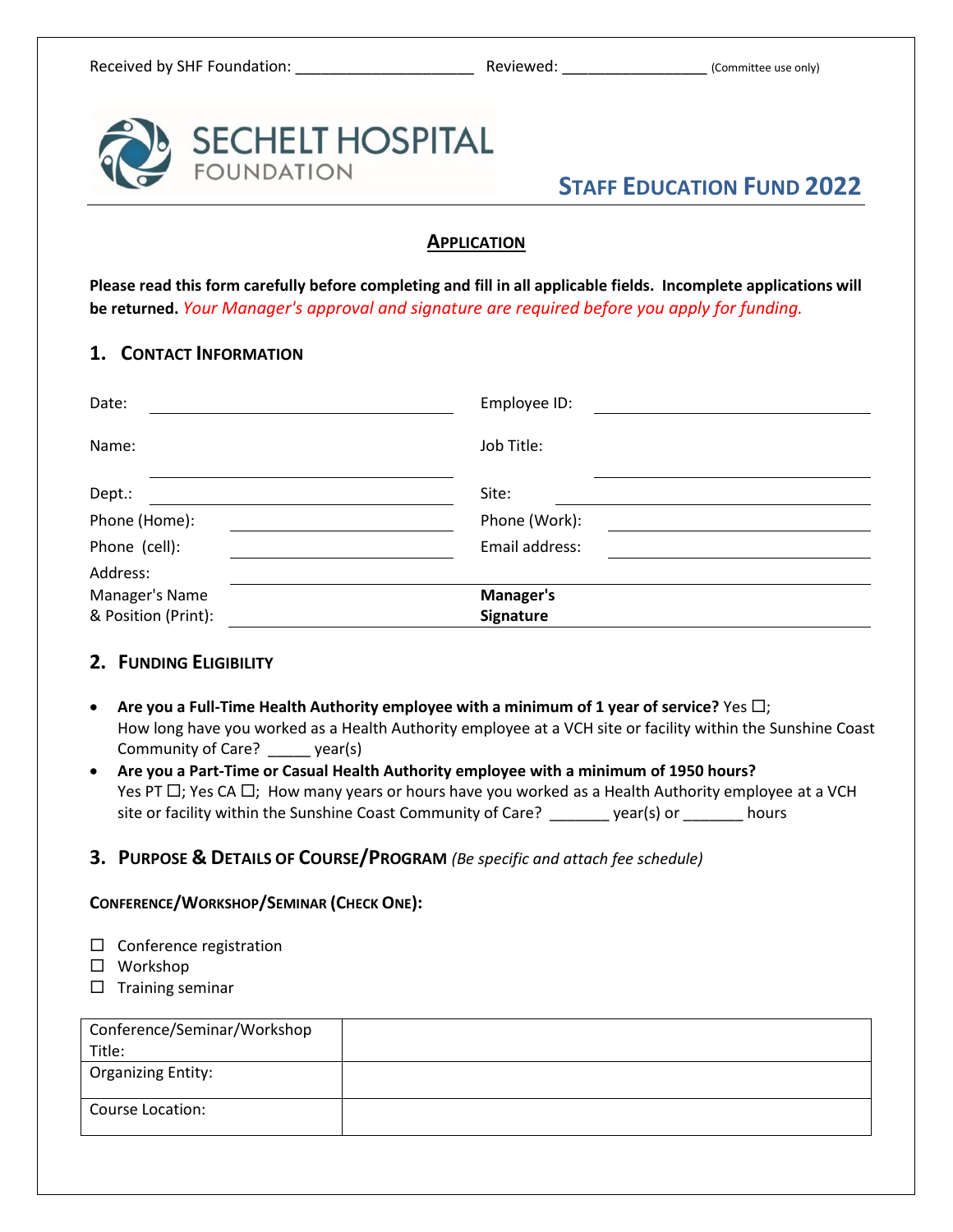Received by SHF Foundation: ____________________ Reviewed: ________________ (Committee use only)

SECHELT HOSPITAL FOUNDATION

# STAFF EDUCATION FUND 2022

## APPLICATION

**Please read this form carefully before completing and fill in all applicable fields. Incomplete applications will be returned.** *Your Manager's approval and signature are required before you apply for funding.*

## 1. CONTACT INFORMATION

Date: ______________________ Employee ID: ______________________

Name: ______________________ Job Title: ______________________

Dept.: ______________________ Site: ______________________

Phone (Home): ______________________ Phone (Work): ______________________

Phone (cell): ______________________ Email address: ______________________

Address: ______________________________________________

Manager's Name & Position (Print): ______________________ **Manager's Signature** ______________________

## 2. FUNDING ELIGIBILITY

- **Are you a Full-Time Health Authority employee with a minimum of 1 year of service?** Yes ☐;
  How long have you worked as a Health Authority employee at a VCH site or facility within the Sunshine Coast Community of Care? _____ year(s)
- **Are you a Part-Time or Casual Health Authority employee with a minimum of 1950 hours?**
  Yes PT ☐; Yes CA ☐; How many years or hours have you worked as a Health Authority employee at a VCH site or facility within the Sunshine Coast Community of Care? _______ year(s) or _______ hours

## 3. PURPOSE & DETAILS OF COURSE/PROGRAM *(Be specific and attach fee schedule)*

**CONFERENCE/WORKSHOP/SEMINAR (CHECK ONE):**

☐ Conference registration
☐ Workshop
☐ Training seminar

| Conference/Seminar/Workshop Title: | |
|---|---|
| Organizing Entity: | |
| Course Location: | |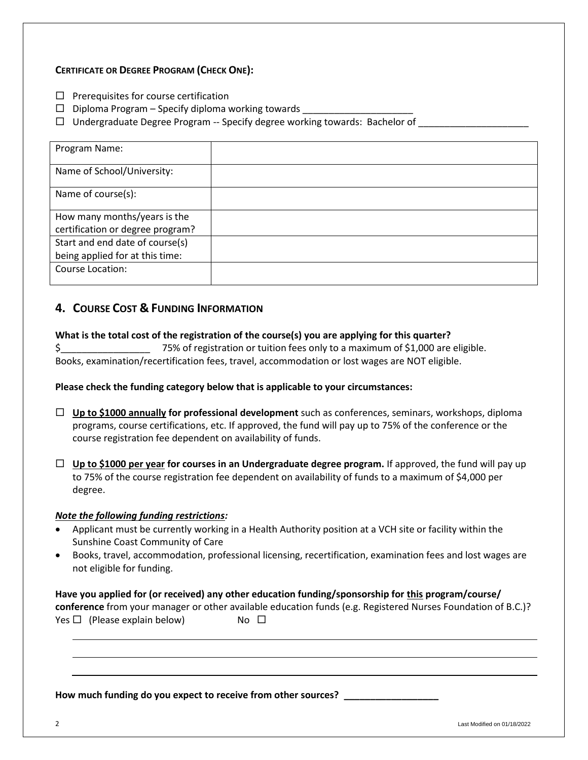**Certificate or Degree Program (Check One):**

- ☐ Prerequisites for course certification
- ☐ Diploma Program – Specify diploma working towards ______________________
- ☐ Undergraduate Degree Program -- Specify degree working towards: Bachelor of ______________________

| Program Name: | |
|---|---|
| Name of School/University: | |
| Name of course(s): | |
| How many months/years is the certification or degree program? | |
| Start and end date of course(s) being applied for at this time: | |
| Course Location: | |

## 4. Course Cost & Funding Information

**What is the total cost of the registration of the course(s) you are applying for this quarter?**

$__________________ 75% of registration or tuition fees only to a maximum of $1,000 are eligible. Books, examination/recertification fees, travel, accommodation or lost wages are NOT eligible.

**Please check the funding category below that is applicable to your circumstances:**

☐ **Up to $1000 annually for professional development** such as conferences, seminars, workshops, diploma programs, course certifications, etc. If approved, the fund will pay up to 75% of the conference or the course registration fee dependent on availability of funds.

☐ **Up to $1000 per year for courses in an Undergraduate degree program.** If approved, the fund will pay up to 75% of the course registration fee dependent on availability of funds to a maximum of $4,000 per degree.

***Note the following funding restrictions:***

- Applicant must be currently working in a Health Authority position at a VCH site or facility within the Sunshine Coast Community of Care
- Books, travel, accommodation, professional licensing, recertification, examination fees and lost wages are not eligible for funding.

**Have you applied for (or received) any other education funding/sponsorship for this program/course/ conference** from your manager or other available education funds (e.g. Registered Nurses Foundation of B.C.)?
Yes ☐ (Please explain below) No ☐

______________________________________________________________________________

______________________________________________________________________________

______________________________________________________________________________

**How much funding do you expect to receive from other sources? __________________**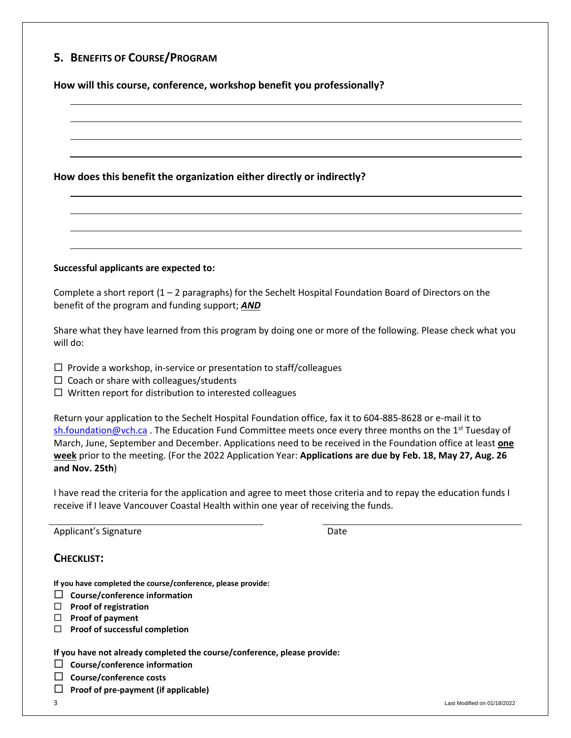## 5. Benefits of Course/Program

**How will this course, conference, workshop benefit you professionally?**

**How does this benefit the organization either directly or indirectly?**

**Successful applicants are expected to:**

Complete a short report (1 – 2 paragraphs) for the Sechelt Hospital Foundation Board of Directors on the benefit of the program and funding support; ***AND***

Share what they have learned from this program by doing one or more of the following. Please check what you will do:

- ☐ Provide a workshop, in-service or presentation to staff/colleagues
- ☐ Coach or share with colleagues/students
- ☐ Written report for distribution to interested colleagues

Return your application to the Sechelt Hospital Foundation office, fax it to 604-885-8628 or e-mail it to sh.foundation@vch.ca . The Education Fund Committee meets once every three months on the 1st Tuesday of March, June, September and December. Applications need to be received in the Foundation office at least **one week** prior to the meeting. (For the 2022 Application Year: **Applications are due by Feb. 18, May 27, Aug. 26 and Nov. 25th**)

I have read the criteria for the application and agree to meet those criteria and to repay the education funds I receive if I leave Vancouver Coastal Health within one year of receiving the funds.

Applicant's Signature _______________ Date _______________

## Checklist:

**If you have completed the course/conference, please provide:**

- ☐ **Course/conference information**
- ☐ **Proof of registration**
- ☐ **Proof of payment**
- ☐ **Proof of successful completion**

**If you have not already completed the course/conference, please provide:**

- ☐ **Course/conference information**
- ☐ **Course/conference costs**
- ☐ **Proof of pre-payment (if applicable)**

Last Modified on 01/18/2022